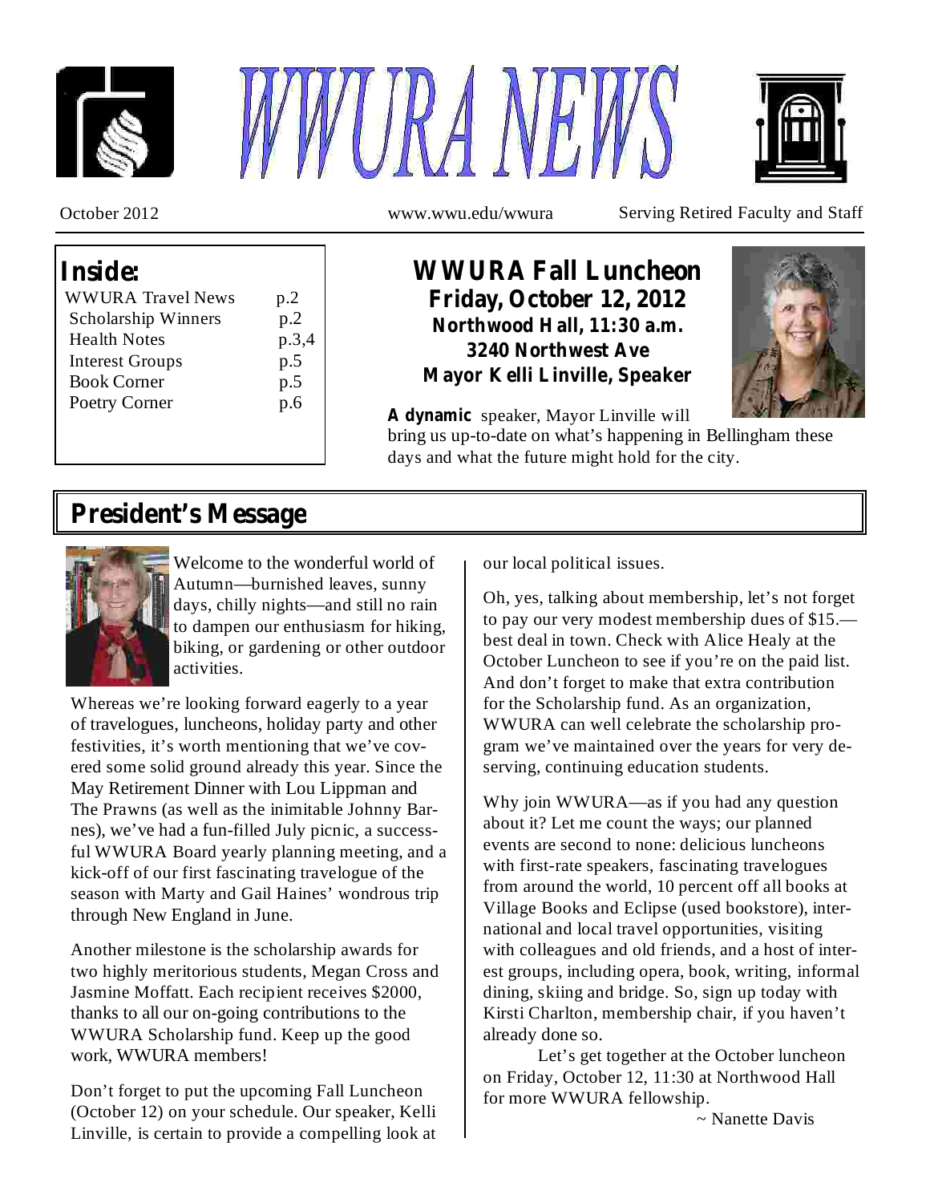# WWURA NEWS

October 2012 www.wwu.edu/wwura Serving Retired Faculty and Staff

## Inside:

| | |
|---|---|
| WWURA Travel News | p.2 |
| Scholarship Winners | p.2 |
| Health Notes | p.3,4 |
| Interest Groups | p.5 |
| Book Corner | p.5 |
| Poetry Corner | p.6 |

## WWURA Fall Luncheon

**Friday, October 12, 2012**
**Northwood Hall, 11:30 a.m.**
**3240 Northwest Ave**
**Mayor Kelli Linville, Speaker**

**A dynamic** speaker, Mayor Linville will bring us up-to-date on what's happening in Bellingham these days and what the future might hold for the city.

## President's Message

Welcome to the wonderful world of Autumn—burnished leaves, sunny days, chilly nights—and still no rain to dampen our enthusiasm for hiking, biking, or gardening or other outdoor activities.

Whereas we're looking forward eagerly to a year of travelogues, luncheons, holiday party and other festivities, it's worth mentioning that we've covered some solid ground already this year. Since the May Retirement Dinner with Lou Lippman and The Prawns (as well as the inimitable Johnny Barnes), we've had a fun-filled July picnic, a successful WWURA Board yearly planning meeting, and a kick-off of our first fascinating travelogue of the season with Marty and Gail Haines' wondrous trip through New England in June.

Another milestone is the scholarship awards for two highly meritorious students, Megan Cross and Jasmine Moffatt. Each recipient receives $2000, thanks to all our on-going contributions to the WWURA Scholarship fund. Keep up the good work, WWURA members!

Don't forget to put the upcoming Fall Luncheon (October 12) on your schedule. Our speaker, Kelli Linville, is certain to provide a compelling look at our local political issues.

Oh, yes, talking about membership, let's not forget to pay our very modest membership dues of $15.—best deal in town. Check with Alice Healy at the October Luncheon to see if you're on the paid list. And don't forget to make that extra contribution for the Scholarship fund. As an organization, WWURA can well celebrate the scholarship program we've maintained over the years for very deserving, continuing education students.

Why join WWURA—as if you had any question about it? Let me count the ways; our planned events are second to none: delicious luncheons with first-rate speakers, fascinating travelogues from around the world, 10 percent off all books at Village Books and Eclipse (used bookstore), international and local travel opportunities, visiting with colleagues and old friends, and a host of interest groups, including opera, book, writing, informal dining, skiing and bridge. So, sign up today with Kirsti Charlton, membership chair, if you haven't already done so.

Let's get together at the October luncheon on Friday, October 12, 11:30 at Northwood Hall for more WWURA fellowship.

~ Nanette Davis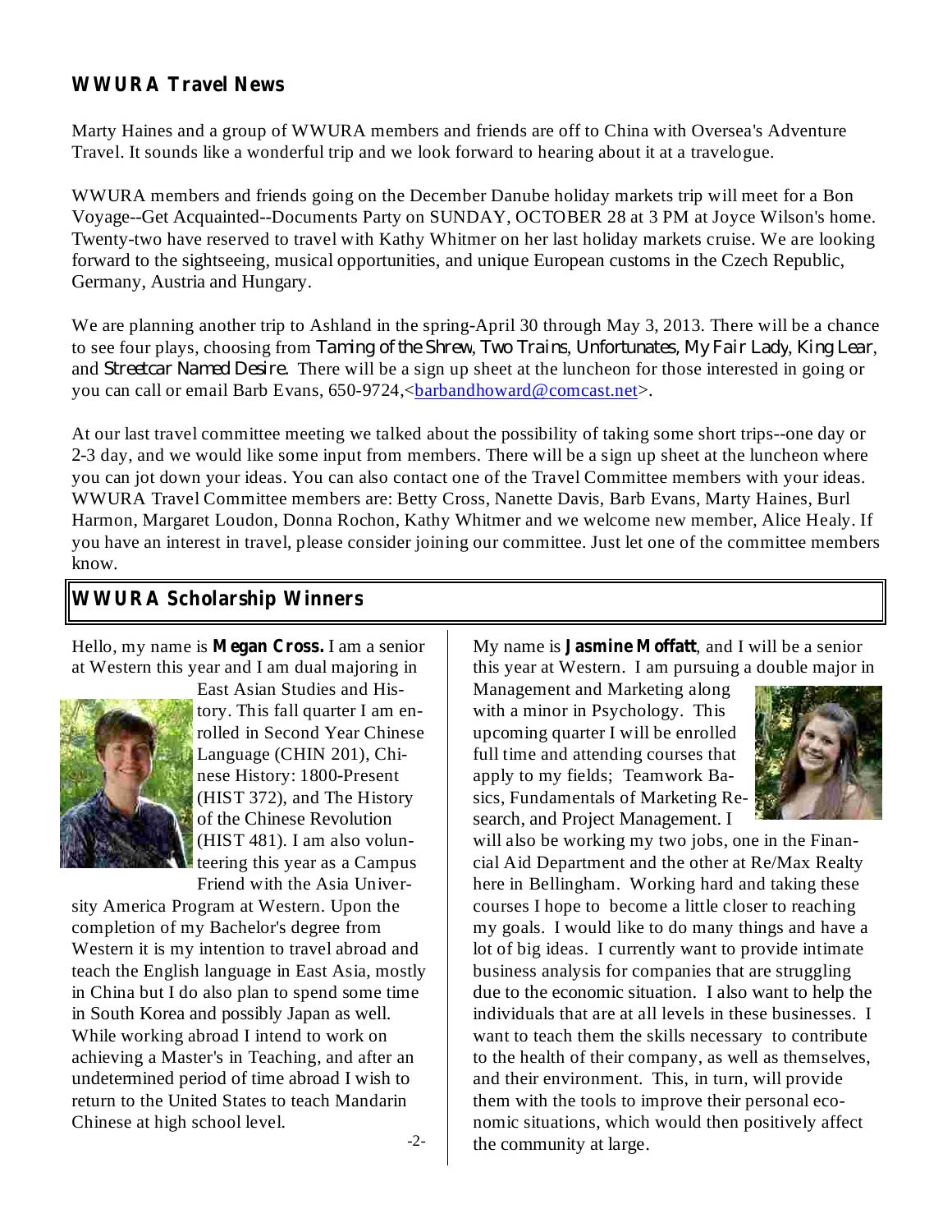## WWURA Travel News

Marty Haines and a group of WWURA members and friends are off to China with Oversea's Adventure Travel. It sounds like a wonderful trip and we look forward to hearing about it at a travelogue.

WWURA members and friends going on the December Danube holiday markets trip will meet for a Bon Voyage--Get Acquainted--Documents Party on SUNDAY, OCTOBER 28 at 3 PM at Joyce Wilson's home. Twenty-two have reserved to travel with Kathy Whitmer on her last holiday markets cruise. We are looking forward to the sightseeing, musical opportunities, and unique European customs in the Czech Republic, Germany, Austria and Hungary.

We are planning another trip to Ashland in the spring-April 30 through May 3, 2013. There will be a chance to see four plays, choosing from *Taming of the Shrew*, *Two Trains*, *Unfortunates*, *My Fair Lady*, *King Lear*, and *Streetcar Named Desire*. There will be a sign up sheet at the luncheon for those interested in going or you can call or email Barb Evans, 650-9724,<barbandhoward@comcast.net>.

At our last travel committee meeting we talked about the possibility of taking some short trips--one day or 2-3 day, and we would like some input from members. There will be a sign up sheet at the luncheon where you can jot down your ideas. You can also contact one of the Travel Committee members with your ideas. WWURA Travel Committee members are: Betty Cross, Nanette Davis, Barb Evans, Marty Haines, Burl Harmon, Margaret Loudon, Donna Rochon, Kathy Whitmer and we welcome new member, Alice Healy. If you have an interest in travel, please consider joining our committee. Just let one of the committee members know.

## WWURA Scholarship Winners

Hello, my name is **Megan Cross.** I am a senior at Western this year and I am dual majoring in East Asian Studies and History. This fall quarter I am enrolled in Second Year Chinese Language (CHIN 201), Chinese History: 1800-Present (HIST 372), and The History of the Chinese Revolution (HIST 481). I am also volunteering this year as a Campus Friend with the Asia University America Program at Western. Upon the completion of my Bachelor's degree from Western it is my intention to travel abroad and teach the English language in East Asia, mostly in China but I do also plan to spend some time in South Korea and possibly Japan as well. While working abroad I intend to work on achieving a Master's in Teaching, and after an undetermined period of time abroad I wish to return to the United States to teach Mandarin Chinese at high school level.

My name is **Jasmine Moffatt**, and I will be a senior this year at Western. I am pursuing a double major in Management and Marketing along with a minor in Psychology. This upcoming quarter I will be enrolled full time and attending courses that apply to my fields; Teamwork Basics, Fundamentals of Marketing Research, and Project Management. I will also be working my two jobs, one in the Financial Aid Department and the other at Re/Max Realty here in Bellingham. Working hard and taking these courses I hope to become a little closer to reaching my goals. I would like to do many things and have a lot of big ideas. I currently want to provide intimate business analysis for companies that are struggling due to the economic situation. I also want to help the individuals that are at all levels in these businesses. I want to teach them the skills necessary to contribute to the health of their company, as well as themselves, and their environment. This, in turn, will provide them with the tools to improve their personal economic situations, which would then positively affect the community at large.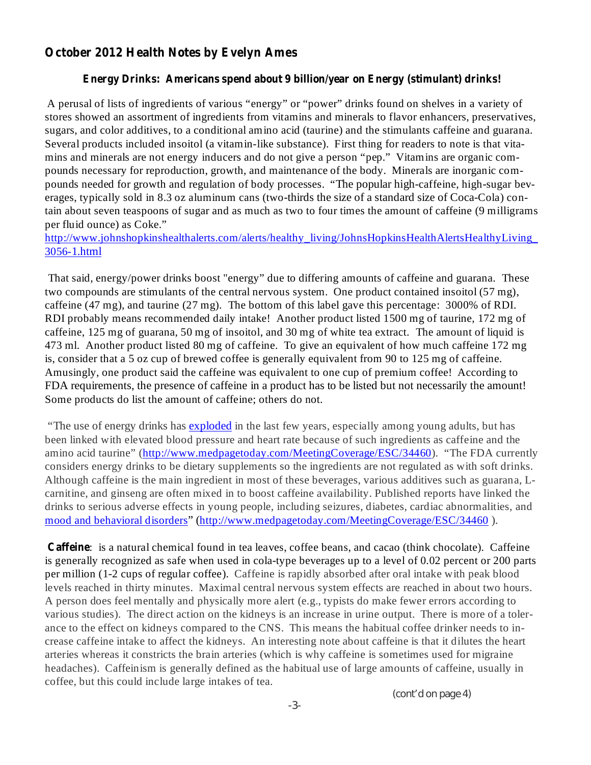## October 2012 Health Notes by Evelyn Ames

### Energy Drinks: Americans spend about 9 billion/year on Energy (stimulant) drinks!

A perusal of lists of ingredients of various “energy” or “power” drinks found on shelves in a variety of stores showed an assortment of ingredients from vitamins and minerals to flavor enhancers, preservatives, sugars, and color additives, to a conditional amino acid (taurine) and the stimulants caffeine and guarana. Several products included insoitol (a vitamin-like substance). First thing for readers to note is that vitamins and minerals are not energy inducers and do not give a person “pep.” Vitamins are organic compounds necessary for reproduction, growth, and maintenance of the body. Minerals are inorganic compounds needed for growth and regulation of body processes. “The popular high-caffeine, high-sugar beverages, typically sold in 8.3 oz aluminum cans (two-thirds the size of a standard size of Coca-Cola) contain about seven teaspoons of sugar and as much as two to four times the amount of caffeine (9 milligrams per fluid ounce) as Coke.”
http://www.johnshopkinshealthalerts.com/alerts/healthy_living/JohnsHopkinsHealthAlertsHealthyLiving_3056-1.html

That said, energy/power drinks boost "energy” due to differing amounts of caffeine and guarana. These two compounds are stimulants of the central nervous system. One product contained insoitol (57 mg), caffeine (47 mg), and taurine (27 mg). The bottom of this label gave this percentage: 3000% of RDI. RDI probably means recommended daily intake! Another product listed 1500 mg of taurine, 172 mg of caffeine, 125 mg of guarana, 50 mg of insoitol, and 30 mg of white tea extract. The amount of liquid is 473 ml. Another product listed 80 mg of caffeine. To give an equivalent of how much caffeine 172 mg is, consider that a 5 oz cup of brewed coffee is generally equivalent from 90 to 125 mg of caffeine. Amusingly, one product said the caffeine was equivalent to one cup of premium coffee! According to FDA requirements, the presence of caffeine in a product has to be listed but not necessarily the amount! Some products do list the amount of caffeine; others do not.

“The use of energy drinks has exploded in the last few years, especially among young adults, but has been linked with elevated blood pressure and heart rate because of such ingredients as caffeine and the amino acid taurine” (http://www.medpagetoday.com/MeetingCoverage/ESC/34460). “The FDA currently considers energy drinks to be dietary supplements so the ingredients are not regulated as with soft drinks. Although caffeine is the main ingredient in most of these beverages, various additives such as guarana, L-carnitine, and ginseng are often mixed in to boost caffeine availability. Published reports have linked the drinks to serious adverse effects in young people, including seizures, diabetes, cardiac abnormalities, and mood and behavioral disorders” (http://www.medpagetoday.com/MeetingCoverage/ESC/34460 ).

**Caffeine**: is a natural chemical found in tea leaves, coffee beans, and cacao (think chocolate). Caffeine is generally recognized as safe when used in cola-type beverages up to a level of 0.02 percent or 200 parts per million (1-2 cups of regular coffee). Caffeine is rapidly absorbed after oral intake with peak blood levels reached in thirty minutes. Maximal central nervous system effects are reached in about two hours. A person does feel mentally and physically more alert (e.g., typists do make fewer errors according to various studies). The direct action on the kidneys is an increase in urine output. There is more of a tolerance to the effect on kidneys compared to the CNS. This means the habitual coffee drinker needs to increase caffeine intake to affect the kidneys. An interesting note about caffeine is that it dilutes the heart arteries whereas it constricts the brain arteries (which is why caffeine is sometimes used for migraine headaches). Caffeinism is generally defined as the habitual use of large amounts of caffeine, usually in coffee, but this could include large intakes of tea.

(cont’d on page 4)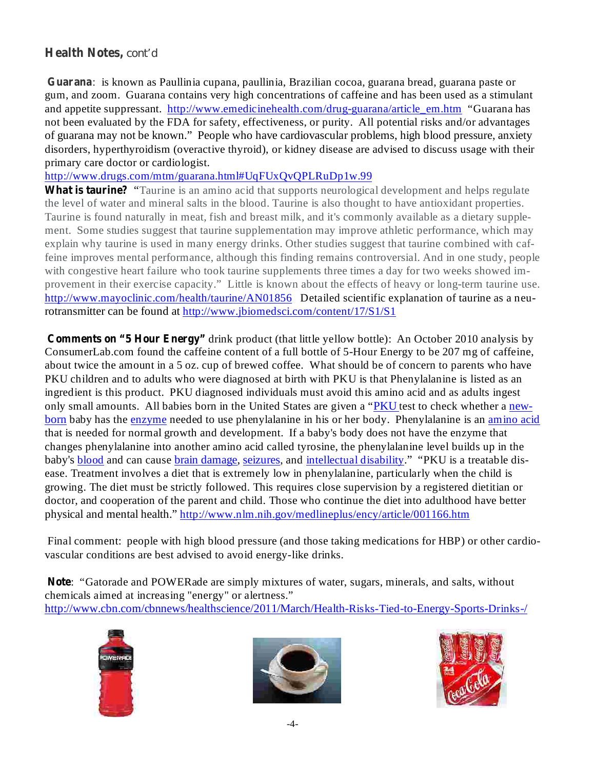**Health Notes,** cont'd

**Guarana**: is known as Paullinia cupana, paullinia, Brazilian cocoa, guarana bread, guarana paste or gum, and zoom. Guarana contains very high concentrations of caffeine and has been used as a stimulant and appetite suppressant. http://www.emedicinehealth.com/drug-guarana/article_em.htm "Guarana has not been evaluated by the FDA for safety, effectiveness, or purity. All potential risks and/or advantages of guarana may not be known." People who have cardiovascular problems, high blood pressure, anxiety disorders, hyperthyroidism (overactive thyroid), or kidney disease are advised to discuss usage with their primary care doctor or cardiologist.
http://www.drugs.com/mtm/guarana.html#UqFUxQvQPLRuDp1w.99

**What is taurine?** "Taurine is an amino acid that supports neurological development and helps regulate the level of water and mineral salts in the blood. Taurine is also thought to have antioxidant properties. Taurine is found naturally in meat, fish and breast milk, and it's commonly available as a dietary supplement. Some studies suggest that taurine supplementation may improve athletic performance, which may explain why taurine is used in many energy drinks. Other studies suggest that taurine combined with caffeine improves mental performance, although this finding remains controversial. And in one study, people with congestive heart failure who took taurine supplements three times a day for two weeks showed improvement in their exercise capacity." Little is known about the effects of heavy or long-term taurine use. http://www.mayoclinic.com/health/taurine/AN01856 Detailed scientific explanation of taurine as a neurotransmitter can be found at http://www.jbiomedsci.com/content/17/S1/S1

**Comments on "5 Hour Energy"** drink product (that little yellow bottle): An October 2010 analysis by ConsumerLab.com found the caffeine content of a full bottle of 5-Hour Energy to be 207 mg of caffeine, about twice the amount in a 5 oz. cup of brewed coffee. What should be of concern to parents who have PKU children and to adults who were diagnosed at birth with PKU is that Phenylalanine is listed as an ingredient is this product. PKU diagnosed individuals must avoid this amino acid and as adults ingest only small amounts. All babies born in the United States are given a "PKU test to check whether a newborn baby has the enzyme needed to use phenylalanine in his or her body. Phenylalanine is an amino acid that is needed for normal growth and development. If a baby's body does not have the enzyme that changes phenylalanine into another amino acid called tyrosine, the phenylalanine level builds up in the baby's blood and can cause brain damage, seizures, and intellectual disability." "PKU is a treatable disease. Treatment involves a diet that is extremely low in phenylalanine, particularly when the child is growing. The diet must be strictly followed. This requires close supervision by a registered dietitian or doctor, and cooperation of the parent and child. Those who continue the diet into adulthood have better physical and mental health." http://www.nlm.nih.gov/medlineplus/ency/article/001166.htm

Final comment: people with high blood pressure (and those taking medications for HBP) or other cardiovascular conditions are best advised to avoid energy-like drinks.

**Note**: "Gatorade and POWERade are simply mixtures of water, sugars, minerals, and salts, without chemicals aimed at increasing "energy" or alertness."
http://www.cbn.com/cbnnews/healthscience/2011/March/Health-Risks-Tied-to-Energy-Sports-Drinks-/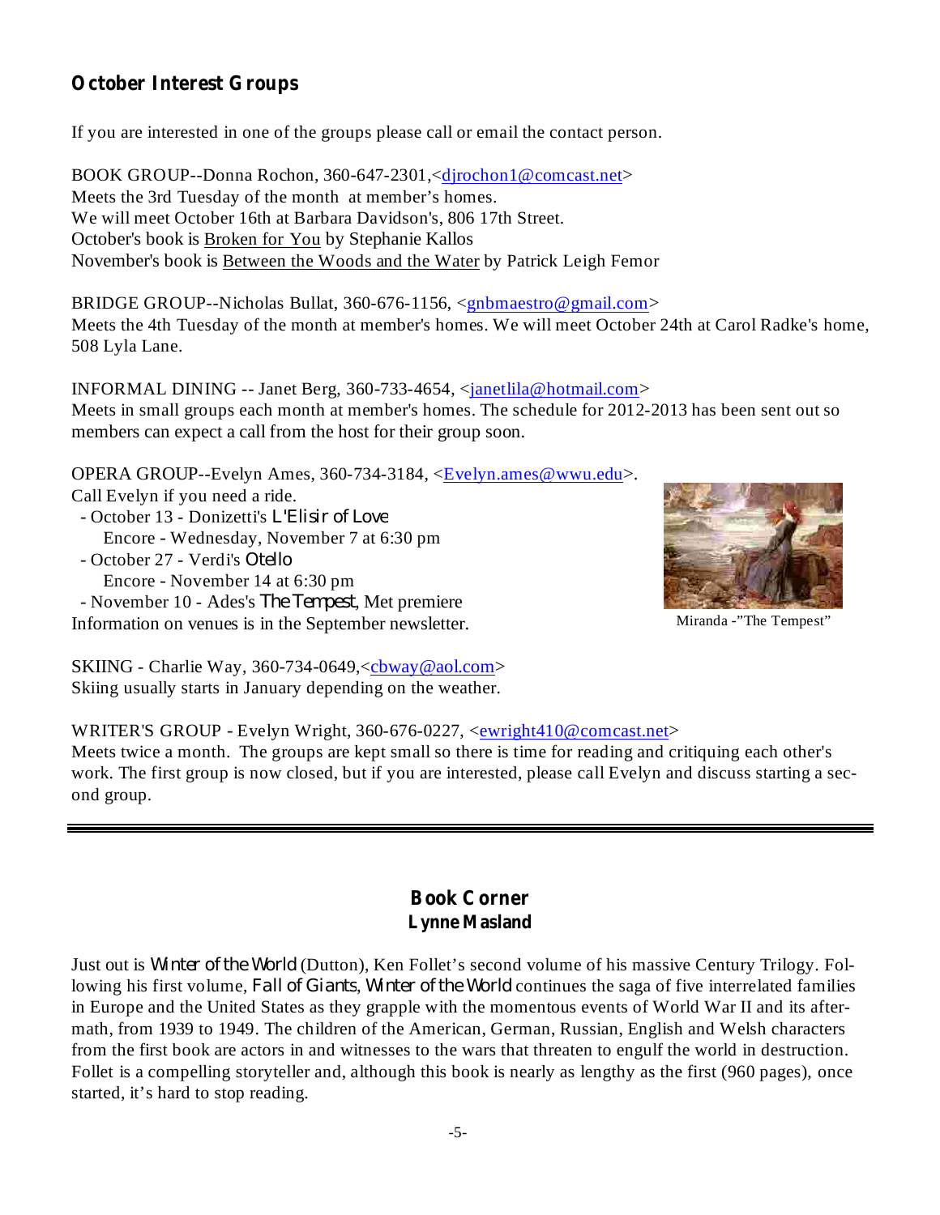## October Interest Groups

If you are interested in one of the groups please call or email the contact person.

BOOK GROUP--Donna Rochon, 360-647-2301,<djrochon1@comcast.net>
Meets the 3rd Tuesday of the month at member's homes.
We will meet October 16th at Barbara Davidson's, 806 17th Street.
October's book is Broken for You by Stephanie Kallos
November's book is Between the Woods and the Water by Patrick Leigh Femor

BRIDGE GROUP--Nicholas Bullat, 360-676-1156, <gnbmaestro@gmail.com>
Meets the 4th Tuesday of the month at member's homes. We will meet October 24th at Carol Radke's home, 508 Lyla Lane.

INFORMAL DINING -- Janet Berg, 360-733-4654, <janetlila@hotmail.com>
Meets in small groups each month at member's homes. The schedule for 2012-2013 has been sent out so members can expect a call from the host for their group soon.

OPERA GROUP--Evelyn Ames, 360-734-3184, <Evelyn.ames@wwu.edu>.
Call Evelyn if you need a ride.

- October 13 - Donizetti's *L'Elisir of Love*
  Encore - Wednesday, November 7 at 6:30 pm
- October 27 - Verdi's *Otello*
  Encore - November 14 at 6:30 pm
- November 10 - Ades's *The Tempest*, Met premiere

Information on venues is in the September newsletter.

Miranda -"The Tempest"

SKIING - Charlie Way, 360-734-0649,<cbway@aol.com>
Skiing usually starts in January depending on the weather.

WRITER'S GROUP - Evelyn Wright, 360-676-0227, <ewright410@comcast.net>
Meets twice a month. The groups are kept small so there is time for reading and critiquing each other's work. The first group is now closed, but if you are interested, please call Evelyn and discuss starting a second group.

---

## Book Corner
### Lynne Masland

Just out is *Winter of the World* (Dutton), Ken Follet's second volume of his massive Century Trilogy. Following his first volume, *Fall of Giants*, *Winter of the World* continues the saga of five interrelated families in Europe and the United States as they grapple with the momentous events of World War II and its aftermath, from 1939 to 1949. The children of the American, German, Russian, English and Welsh characters from the first book are actors in and witnesses to the wars that threaten to engulf the world in destruction. Follet is a compelling storyteller and, although this book is nearly as lengthy as the first (960 pages), once started, it's hard to stop reading.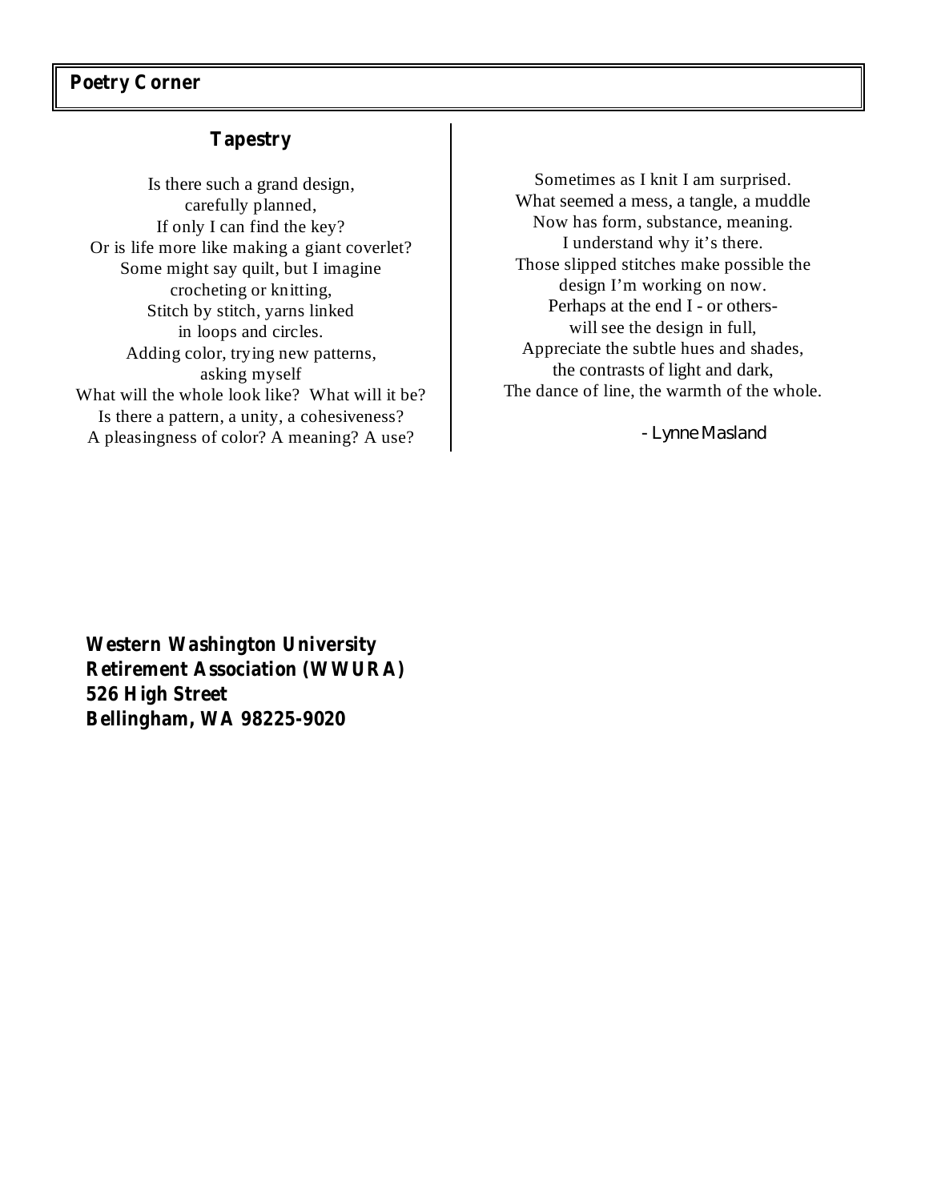## Poetry Corner

### Tapestry

Is there such a grand design,
carefully planned,
If only I can find the key?
Or is life more like making a giant coverlet?
Some might say quilt, but I imagine
crocheting or knitting,
Stitch by stitch, yarns linked
in loops and circles.
Adding color, trying new patterns,
asking myself
What will the whole look like? What will it be?
Is there a pattern, a unity, a cohesiveness?
A pleasingness of color? A meaning? A use?

Sometimes as I knit I am surprised.
What seemed a mess, a tangle, a muddle
Now has form, substance, meaning.
I understand why it's there.
Those slipped stitches make possible the
design I'm working on now.
Perhaps at the end I - or others-
will see the design in full,
Appreciate the subtle hues and shades,
the contrasts of light and dark,
The dance of line, the warmth of the whole.

- Lynne Masland

**Western Washington University**
**Retirement Association (WWURA)**
**526 High Street**
**Bellingham, WA 98225-9020**